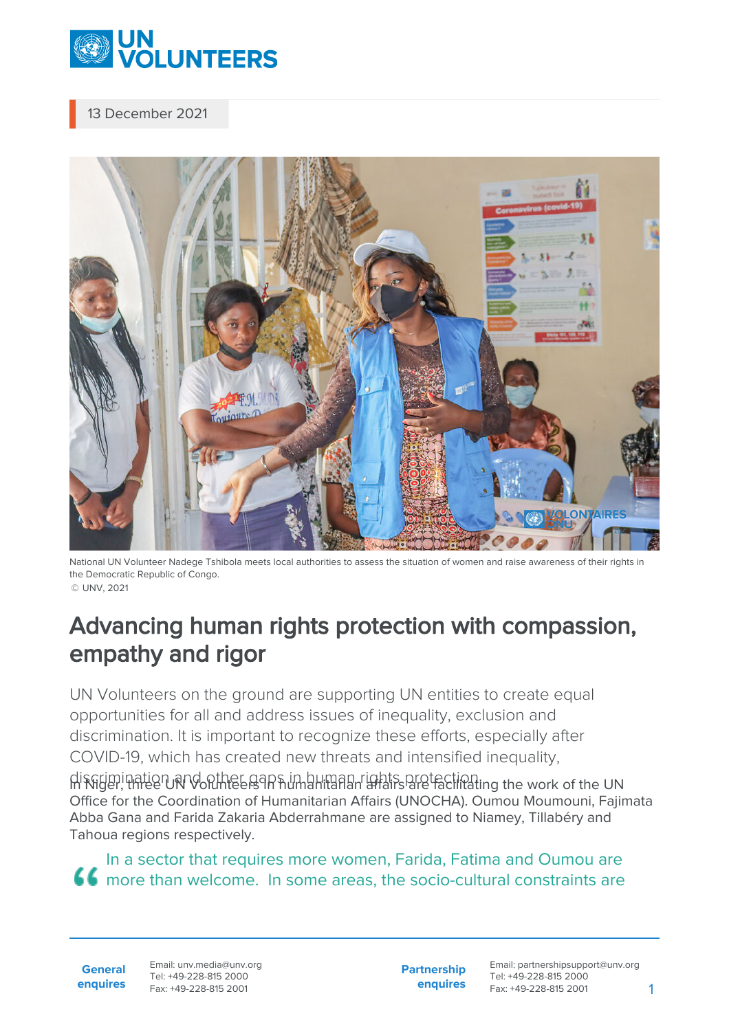13 December 2021

National UN Volunteer Nadege Tshibola meets local authorities to assess the situation of women and raise awareness of their rights in the Democratic Republic of Congo.
© UNV, 2021

# Advancing human rights protection with compassion, empathy and rigor

UN Volunteers on the ground are supporting UN entities to create equal opportunities for all and address issues of inequality, exclusion and discrimination. It is important to recognize these efforts, especially after COVID-19, which has created new threats and intensified inequality, discrimination and other gaps in human rights protection.

In Niger, three UN Volunteers in humanitarian affairs are facilitating the work of the UN Office for the Coordination of Humanitarian Affairs (UNOCHA). Oumou Moumouni, Fajimata Abba Gana and Farida Zakaria Abderrahmane are assigned to Niamey, Tillabéry and Tahoua regions respectively.

> In a sector that requires more women, Farida, Fatima and Oumou are more than welcome. In some areas, the socio-cultural constraints are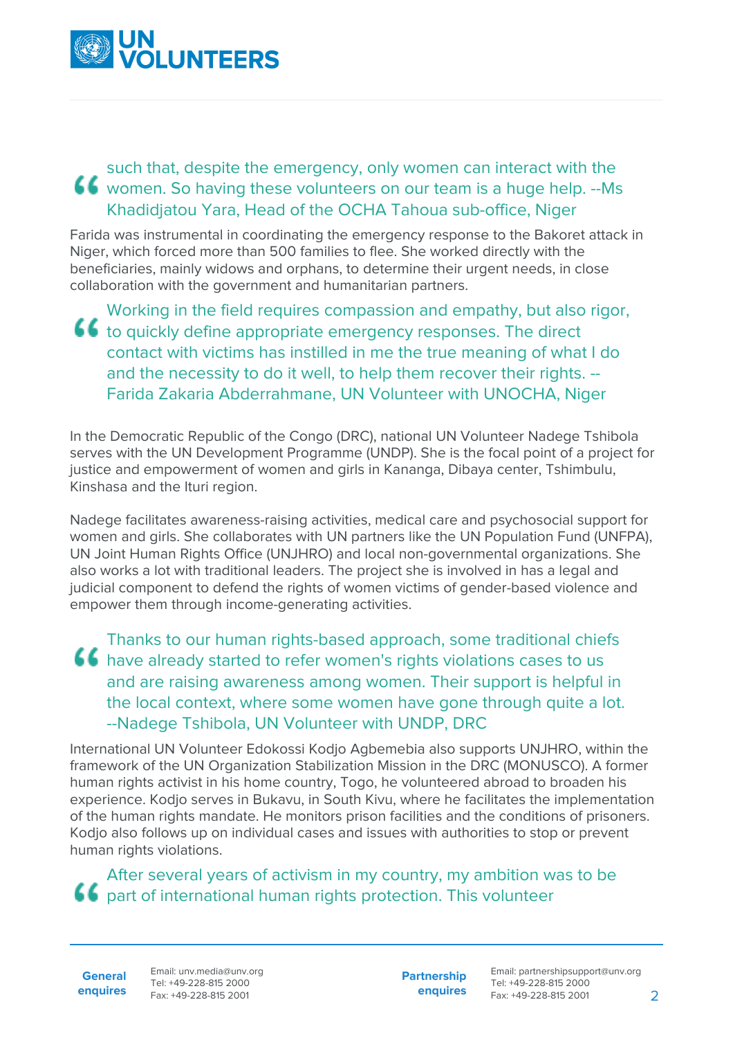> such that, despite the emergency, only women can interact with the women. So having these volunteers on our team is a huge help. --Ms Khadidjatou Yara, Head of the OCHA Tahoua sub-office, Niger

Farida was instrumental in coordinating the emergency response to the Bakoret attack in Niger, which forced more than 500 families to flee. She worked directly with the beneficiaries, mainly widows and orphans, to determine their urgent needs, in close collaboration with the government and humanitarian partners.

> Working in the field requires compassion and empathy, but also rigor, to quickly define appropriate emergency responses. The direct contact with victims has instilled in me the true meaning of what I do and the necessity to do it well, to help them recover their rights. --Farida Zakaria Abderrahmane, UN Volunteer with UNOCHA, Niger

In the Democratic Republic of the Congo (DRC), national UN Volunteer Nadege Tshibola serves with the UN Development Programme (UNDP). She is the focal point of a project for justice and empowerment of women and girls in Kananga, Dibaya center, Tshimbulu, Kinshasa and the Ituri region.

Nadege facilitates awareness-raising activities, medical care and psychosocial support for women and girls. She collaborates with UN partners like the UN Population Fund (UNFPA), UN Joint Human Rights Office (UNJHRO) and local non-governmental organizations. She also works a lot with traditional leaders. The project she is involved in has a legal and judicial component to defend the rights of women victims of gender-based violence and empower them through income-generating activities.

> Thanks to our human rights-based approach, some traditional chiefs have already started to refer women's rights violations cases to us and are raising awareness among women. Their support is helpful in the local context, where some women have gone through quite a lot. --Nadege Tshibola, UN Volunteer with UNDP, DRC

International UN Volunteer Edokossi Kodjo Agbemebia also supports UNJHRO, within the framework of the UN Organization Stabilization Mission in the DRC (MONUSCO). A former human rights activist in his home country, Togo, he volunteered abroad to broaden his experience. Kodjo serves in Bukavu, in South Kivu, where he facilitates the implementation of the human rights mandate. He monitors prison facilities and the conditions of prisoners. Kodjo also follows up on individual cases and issues with authorities to stop or prevent human rights violations.

> After several years of activism in my country, my ambition was to be part of international human rights protection. This volunteer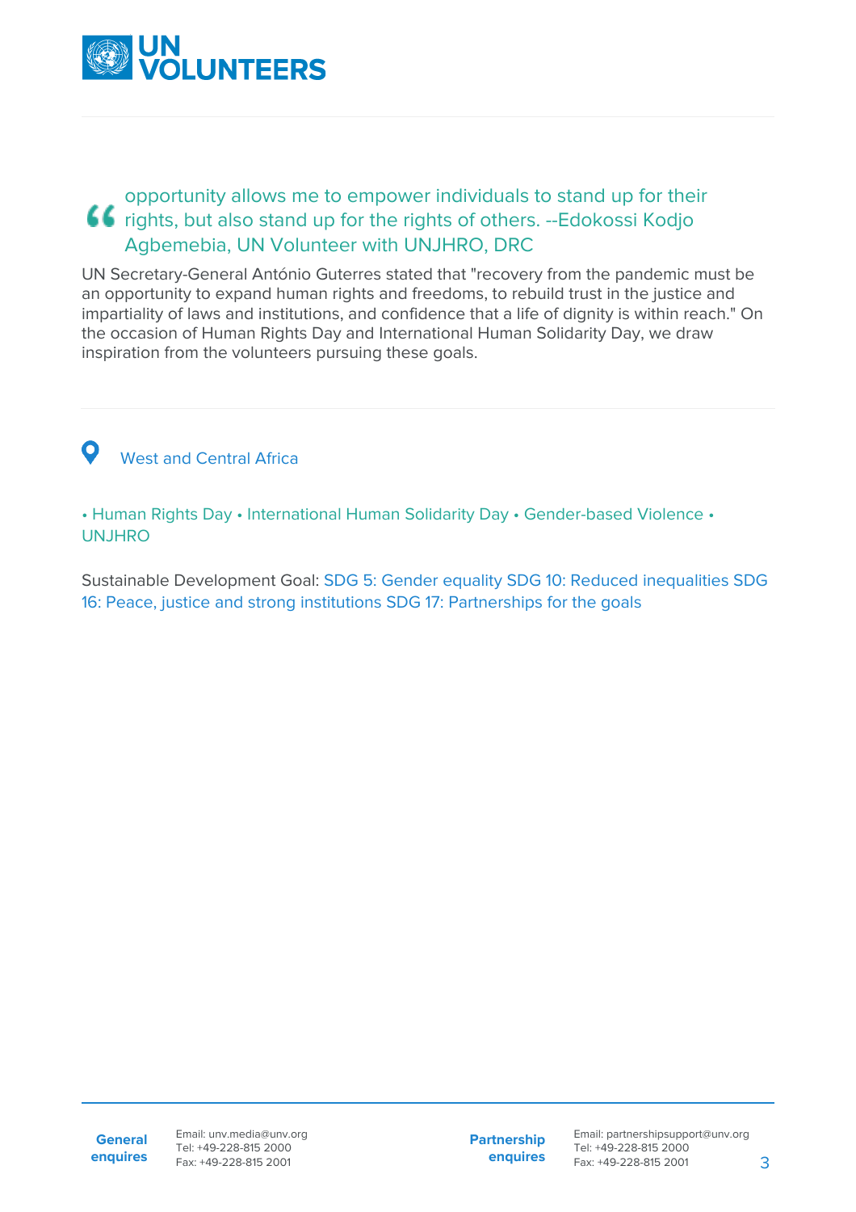> opportunity allows me to empower individuals to stand up for their rights, but also stand up for the rights of others. --Edokossi Kodjo Agbemebia, UN Volunteer with UNJHRO, DRC

UN Secretary-General António Guterres stated that "recovery from the pandemic must be an opportunity to expand human rights and freedoms, to rebuild trust in the justice and impartiality of laws and institutions, and confidence that a life of dignity is within reach." On the occasion of Human Rights Day and International Human Solidarity Day, we draw inspiration from the volunteers pursuing these goals.

West and Central Africa

• Human Rights Day • International Human Solidarity Day • Gender-based Violence • UNJHRO

Sustainable Development Goal: SDG 5: Gender equality SDG 10: Reduced inequalities SDG 16: Peace, justice and strong institutions SDG 17: Partnerships for the goals

**General enquires**
Email: unv.media@unv.org
Tel: +49-228-815 2000
Fax: +49-228-815 2001

**Partnership enquires**
Email: partnershipsupport@unv.org
Tel: +49-228-815 2000
Fax: +49-228-815 2001